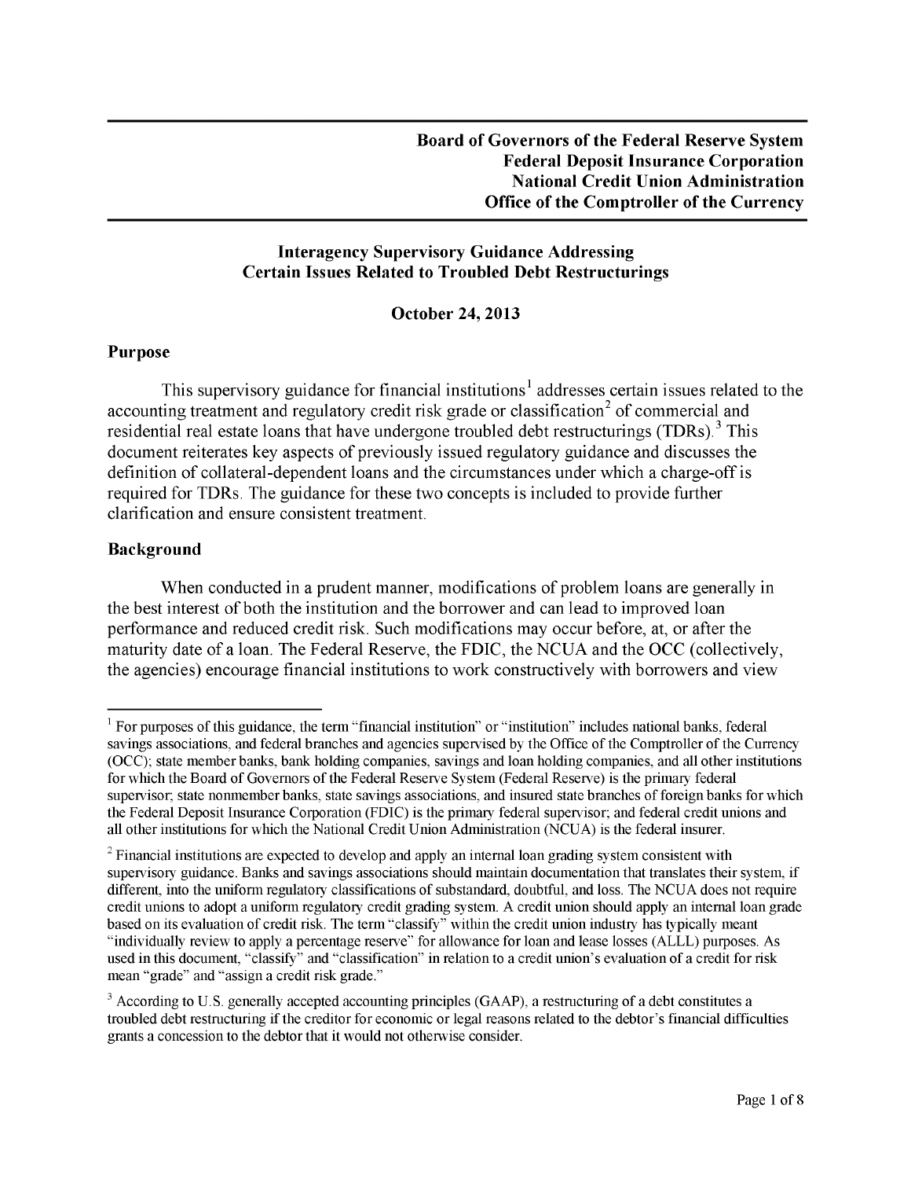**Board of Governors of the Federal Reserve System**
**Federal Deposit Insurance Corporation**
**National Credit Union Administration**
**Office of the Comptroller of the Currency**

# Interagency Supervisory Guidance Addressing Certain Issues Related to Troubled Debt Restructurings

**October 24, 2013**

## Purpose

This supervisory guidance for financial institutions[1] addresses certain issues related to the accounting treatment and regulatory credit risk grade or classification[2] of commercial and residential real estate loans that have undergone troubled debt restructurings (TDRs).[3] This document reiterates key aspects of previously issued regulatory guidance and discusses the definition of collateral-dependent loans and the circumstances under which a charge-off is required for TDRs. The guidance for these two concepts is included to provide further clarification and ensure consistent treatment.

## Background

When conducted in a prudent manner, modifications of problem loans are generally in the best interest of both the institution and the borrower and can lead to improved loan performance and reduced credit risk. Such modifications may occur before, at, or after the maturity date of a loan. The Federal Reserve, the FDIC, the NCUA and the OCC (collectively, the agencies) encourage financial institutions to work constructively with borrowers and view

---

[1] For purposes of this guidance, the term "financial institution" or "institution" includes national banks, federal savings associations, and federal branches and agencies supervised by the Office of the Comptroller of the Currency (OCC); state member banks, bank holding companies, savings and loan holding companies, and all other institutions for which the Board of Governors of the Federal Reserve System (Federal Reserve) is the primary federal supervisor; state nonmember banks, state savings associations, and insured state branches of foreign banks for which the Federal Deposit Insurance Corporation (FDIC) is the primary federal supervisor; and federal credit unions and all other institutions for which the National Credit Union Administration (NCUA) is the federal insurer.

[2] Financial institutions are expected to develop and apply an internal loan grading system consistent with supervisory guidance. Banks and savings associations should maintain documentation that translates their system, if different, into the uniform regulatory classifications of substandard, doubtful, and loss. The NCUA does not require credit unions to adopt a uniform regulatory credit grading system. A credit union should apply an internal loan grade based on its evaluation of credit risk. The term "classify" within the credit union industry has typically meant "individually review to apply a percentage reserve" for allowance for loan and lease losses (ALLL) purposes. As used in this document, "classify" and "classification" in relation to a credit union's evaluation of a credit for risk mean "grade" and "assign a credit risk grade."

[3] According to U.S. generally accepted accounting principles (GAAP), a restructuring of a debt constitutes a troubled debt restructuring if the creditor for economic or legal reasons related to the debtor's financial difficulties grants a concession to the debtor that it would not otherwise consider.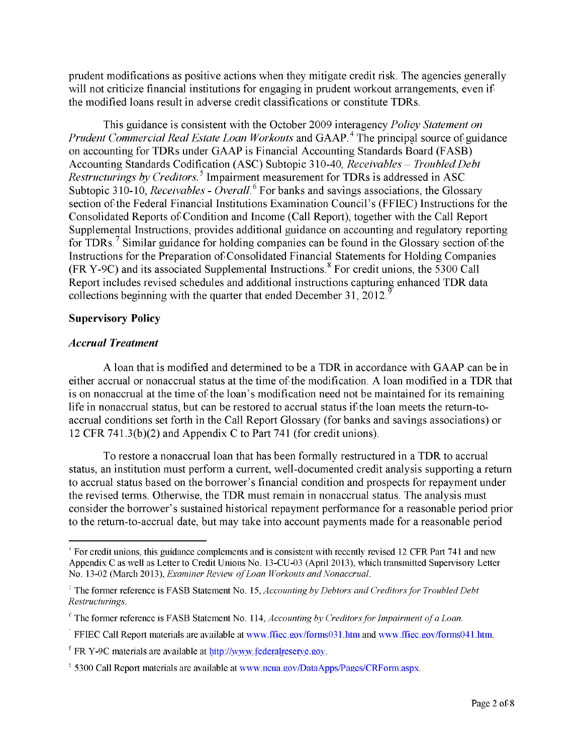prudent modifications as positive actions when they mitigate credit risk. The agencies generally will not criticize financial institutions for engaging in prudent workout arrangements, even if the modified loans result in adverse credit classifications or constitute TDRs.

This guidance is consistent with the October 2009 interagency *Policy Statement on Prudent Commercial Real Estate Loan Workouts* and GAAP.[4] The principal source of guidance on accounting for TDRs under GAAP is Financial Accounting Standards Board (FASB) Accounting Standards Codification (ASC) Subtopic 310-40, *Receivables – Troubled Debt Restructurings by Creditors*.[5] Impairment measurement for TDRs is addressed in ASC Subtopic 310-10, *Receivables - Overall*.[6] For banks and savings associations, the Glossary section of the Federal Financial Institutions Examination Council's (FFIEC) Instructions for the Consolidated Reports of Condition and Income (Call Report), together with the Call Report Supplemental Instructions, provides additional guidance on accounting and regulatory reporting for TDRs.[7] Similar guidance for holding companies can be found in the Glossary section of the Instructions for the Preparation of Consolidated Financial Statements for Holding Companies (FR Y-9C) and its associated Supplemental Instructions.[8] For credit unions, the 5300 Call Report includes revised schedules and additional instructions capturing enhanced TDR data collections beginning with the quarter that ended December 31, 2012.[9]

**Supervisory Policy**

***Accrual Treatment***

A loan that is modified and determined to be a TDR in accordance with GAAP can be in either accrual or nonaccrual status at the time of the modification. A loan modified in a TDR that is on nonaccrual at the time of the loan's modification need not be maintained for its remaining life in nonaccrual status, but can be restored to accrual status if the loan meets the return-to-accrual conditions set forth in the Call Report Glossary (for banks and savings associations) or 12 CFR 741.3(b)(2) and Appendix C to Part 741 (for credit unions).

To restore a nonaccrual loan that has been formally restructured in a TDR to accrual status, an institution must perform a current, well-documented credit analysis supporting a return to accrual status based on the borrower's financial condition and prospects for repayment under the revised terms. Otherwise, the TDR must remain in nonaccrual status. The analysis must consider the borrower's sustained historical repayment performance for a reasonable period prior to the return-to-accrual date, but may take into account payments made for a reasonable period

---

[4] For credit unions, this guidance complements and is consistent with recently revised 12 CFR Part 741 and new Appendix C as well as Letter to Credit Unions No. 13-CU-03 (April 2013), which transmitted Supervisory Letter No. 13-02 (March 2013), *Examiner Review of Loan Workouts and Nonaccrual*.

[5] The former reference is FASB Statement No. 15, *Accounting by Debtors and Creditors for Troubled Debt Restructurings*.

[6] The former reference is FASB Statement No. 114, *Accounting by Creditors for Impairment of a Loan*.

[7] FFIEC Call Report materials are available at www.ffiec.gov/forms031.htm and www.ffiec.gov/forms041.htm.

[8] FR Y-9C materials are available at http://www.federalreserve.gov.

[9] 5300 Call Report materials are available at www.ncua.gov/DataApps/Pages/CRForm.aspx.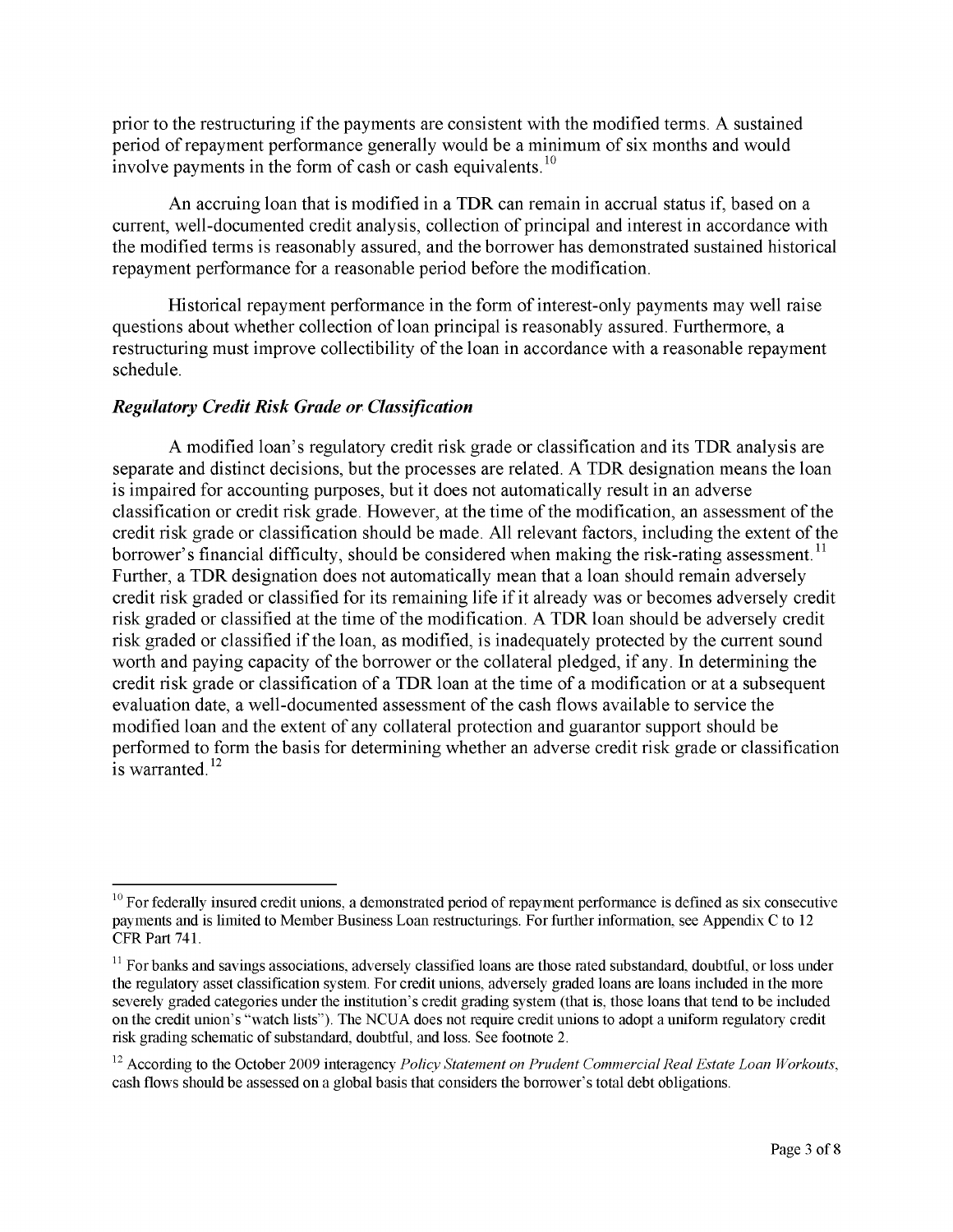prior to the restructuring if the payments are consistent with the modified terms. A sustained period of repayment performance generally would be a minimum of six months and would involve payments in the form of cash or cash equivalents.[10]

An accruing loan that is modified in a TDR can remain in accrual status if, based on a current, well-documented credit analysis, collection of principal and interest in accordance with the modified terms is reasonably assured, and the borrower has demonstrated sustained historical repayment performance for a reasonable period before the modification.

Historical repayment performance in the form of interest-only payments may well raise questions about whether collection of loan principal is reasonably assured. Furthermore, a restructuring must improve collectibility of the loan in accordance with a reasonable repayment schedule.

***Regulatory Credit Risk Grade or Classification***

A modified loan's regulatory credit risk grade or classification and its TDR analysis are separate and distinct decisions, but the processes are related. A TDR designation means the loan is impaired for accounting purposes, but it does not automatically result in an adverse classification or credit risk grade. However, at the time of the modification, an assessment of the credit risk grade or classification should be made. All relevant factors, including the extent of the borrower's financial difficulty, should be considered when making the risk-rating assessment.[11] Further, a TDR designation does not automatically mean that a loan should remain adversely credit risk graded or classified for its remaining life if it already was or becomes adversely credit risk graded or classified at the time of the modification. A TDR loan should be adversely credit risk graded or classified if the loan, as modified, is inadequately protected by the current sound worth and paying capacity of the borrower or the collateral pledged, if any. In determining the credit risk grade or classification of a TDR loan at the time of a modification or at a subsequent evaluation date, a well-documented assessment of the cash flows available to service the modified loan and the extent of any collateral protection and guarantor support should be performed to form the basis for determining whether an adverse credit risk grade or classification is warranted.[12]

---

[10] For federally insured credit unions, a demonstrated period of repayment performance is defined as six consecutive payments and is limited to Member Business Loan restructurings. For further information, see Appendix C to 12 CFR Part 741.

[11] For banks and savings associations, adversely classified loans are those rated substandard, doubtful, or loss under the regulatory asset classification system. For credit unions, adversely graded loans are loans included in the more severely graded categories under the institution's credit grading system (that is, those loans that tend to be included on the credit union's "watch lists"). The NCUA does not require credit unions to adopt a uniform regulatory credit risk grading schematic of substandard, doubtful, and loss. See footnote 2.

[12] According to the October 2009 interagency *Policy Statement on Prudent Commercial Real Estate Loan Workouts*, cash flows should be assessed on a global basis that considers the borrower's total debt obligations.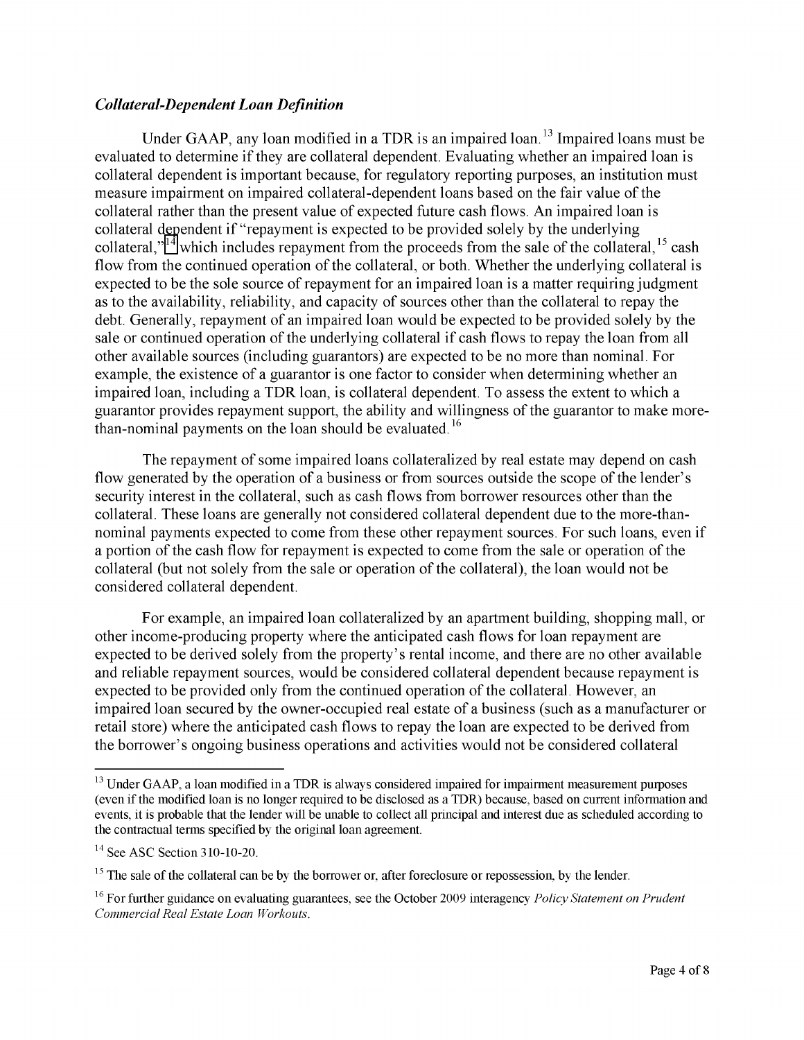### *Collateral-Dependent Loan Definition*

Under GAAP, any loan modified in a TDR is an impaired loan.[13] Impaired loans must be evaluated to determine if they are collateral dependent. Evaluating whether an impaired loan is collateral dependent is important because, for regulatory reporting purposes, an institution must measure impairment on impaired collateral-dependent loans based on the fair value of the collateral rather than the present value of expected future cash flows. An impaired loan is collateral dependent if "repayment is expected to be provided solely by the underlying collateral,"[14] which includes repayment from the proceeds from the sale of the collateral,[15] cash flow from the continued operation of the collateral, or both. Whether the underlying collateral is expected to be the sole source of repayment for an impaired loan is a matter requiring judgment as to the availability, reliability, and capacity of sources other than the collateral to repay the debt. Generally, repayment of an impaired loan would be expected to be provided solely by the sale or continued operation of the underlying collateral if cash flows to repay the loan from all other available sources (including guarantors) are expected to be no more than nominal. For example, the existence of a guarantor is one factor to consider when determining whether an impaired loan, including a TDR loan, is collateral dependent. To assess the extent to which a guarantor provides repayment support, the ability and willingness of the guarantor to make more-than-nominal payments on the loan should be evaluated.[16]

The repayment of some impaired loans collateralized by real estate may depend on cash flow generated by the operation of a business or from sources outside the scope of the lender's security interest in the collateral, such as cash flows from borrower resources other than the collateral. These loans are generally not considered collateral dependent due to the more-than-nominal payments expected to come from these other repayment sources. For such loans, even if a portion of the cash flow for repayment is expected to come from the sale or operation of the collateral (but not solely from the sale or operation of the collateral), the loan would not be considered collateral dependent.

For example, an impaired loan collateralized by an apartment building, shopping mall, or other income-producing property where the anticipated cash flows for loan repayment are expected to be derived solely from the property's rental income, and there are no other available and reliable repayment sources, would be considered collateral dependent because repayment is expected to be provided only from the continued operation of the collateral. However, an impaired loan secured by the owner-occupied real estate of a business (such as a manufacturer or retail store) where the anticipated cash flows to repay the loan are expected to be derived from the borrower's ongoing business operations and activities would not be considered collateral

---

[13] Under GAAP, a loan modified in a TDR is always considered impaired for impairment measurement purposes (even if the modified loan is no longer required to be disclosed as a TDR) because, based on current information and events, it is probable that the lender will be unable to collect all principal and interest due as scheduled according to the contractual terms specified by the original loan agreement.

[14] See ASC Section 310-10-20.

[15] The sale of the collateral can be by the borrower or, after foreclosure or repossession, by the lender.

[16] For further guidance on evaluating guarantees, see the October 2009 interagency *Policy Statement on Prudent Commercial Real Estate Loan Workouts*.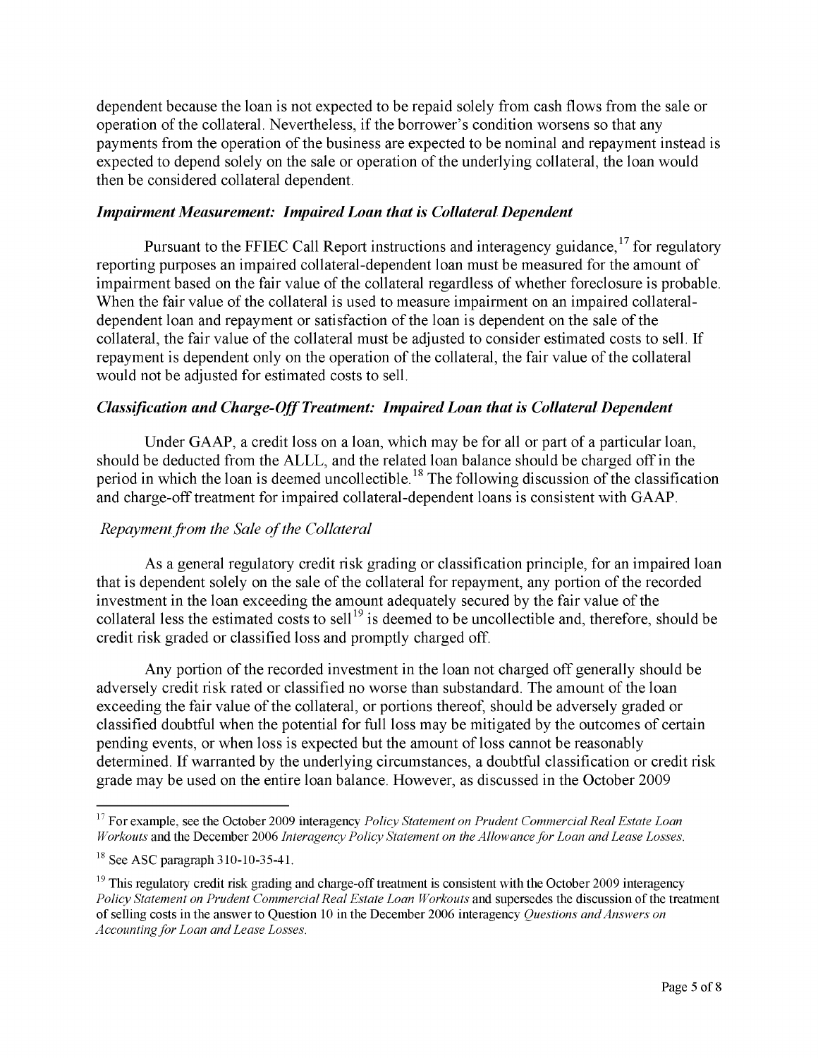dependent because the loan is not expected to be repaid solely from cash flows from the sale or operation of the collateral. Nevertheless, if the borrower's condition worsens so that any payments from the operation of the business are expected to be nominal and repayment instead is expected to depend solely on the sale or operation of the underlying collateral, the loan would then be considered collateral dependent.

### *Impairment Measurement: Impaired Loan that is Collateral Dependent*

Pursuant to the FFIEC Call Report instructions and interagency guidance,[17] for regulatory reporting purposes an impaired collateral-dependent loan must be measured for the amount of impairment based on the fair value of the collateral regardless of whether foreclosure is probable. When the fair value of the collateral is used to measure impairment on an impaired collateral-dependent loan and repayment or satisfaction of the loan is dependent on the sale of the collateral, the fair value of the collateral must be adjusted to consider estimated costs to sell. If repayment is dependent only on the operation of the collateral, the fair value of the collateral would not be adjusted for estimated costs to sell.

### *Classification and Charge-Off Treatment: Impaired Loan that is Collateral Dependent*

Under GAAP, a credit loss on a loan, which may be for all or part of a particular loan, should be deducted from the ALLL, and the related loan balance should be charged off in the period in which the loan is deemed uncollectible.[18] The following discussion of the classification and charge-off treatment for impaired collateral-dependent loans is consistent with GAAP.

#### *Repayment from the Sale of the Collateral*

As a general regulatory credit risk grading or classification principle, for an impaired loan that is dependent solely on the sale of the collateral for repayment, any portion of the recorded investment in the loan exceeding the amount adequately secured by the fair value of the collateral less the estimated costs to sell[19] is deemed to be uncollectible and, therefore, should be credit risk graded or classified loss and promptly charged off.

Any portion of the recorded investment in the loan not charged off generally should be adversely credit risk rated or classified no worse than substandard. The amount of the loan exceeding the fair value of the collateral, or portions thereof, should be adversely graded or classified doubtful when the potential for full loss may be mitigated by the outcomes of certain pending events, or when loss is expected but the amount of loss cannot be reasonably determined. If warranted by the underlying circumstances, a doubtful classification or credit risk grade may be used on the entire loan balance. However, as discussed in the October 2009

---

[17] For example, see the October 2009 interagency *Policy Statement on Prudent Commercial Real Estate Loan Workouts* and the December 2006 *Interagency Policy Statement on the Allowance for Loan and Lease Losses*.

[18] See ASC paragraph 310-10-35-41.

[19] This regulatory credit risk grading and charge-off treatment is consistent with the October 2009 interagency *Policy Statement on Prudent Commercial Real Estate Loan Workouts* and supersedes the discussion of the treatment of selling costs in the answer to Question 10 in the December 2006 interagency *Questions and Answers on Accounting for Loan and Lease Losses*.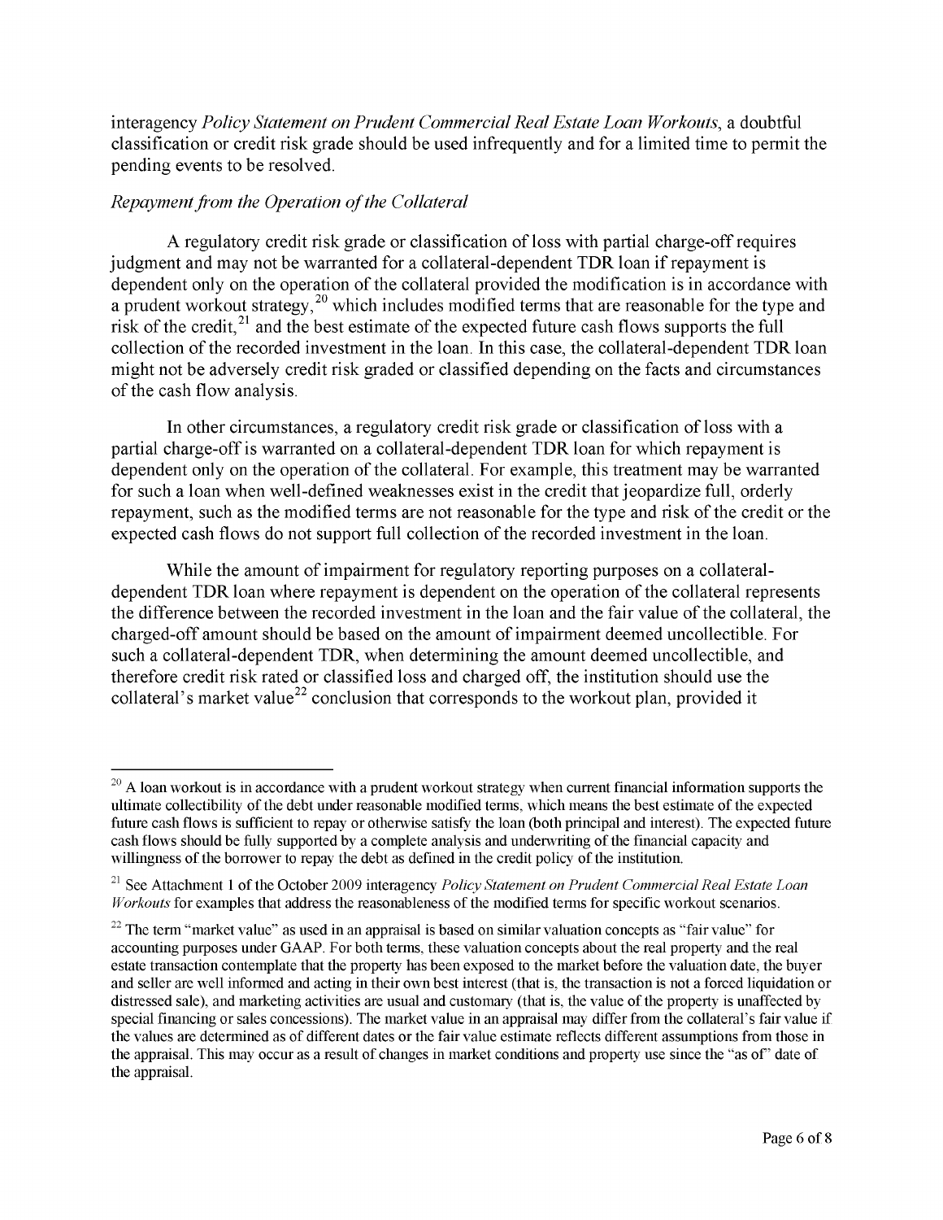interagency *Policy Statement on Prudent Commercial Real Estate Loan Workouts*, a doubtful classification or credit risk grade should be used infrequently and for a limited time to permit the pending events to be resolved.

*Repayment from the Operation of the Collateral*

A regulatory credit risk grade or classification of loss with partial charge-off requires judgment and may not be warranted for a collateral-dependent TDR loan if repayment is dependent only on the operation of the collateral provided the modification is in accordance with a prudent workout strategy,[20] which includes modified terms that are reasonable for the type and risk of the credit,[21] and the best estimate of the expected future cash flows supports the full collection of the recorded investment in the loan. In this case, the collateral-dependent TDR loan might not be adversely credit risk graded or classified depending on the facts and circumstances of the cash flow analysis.

In other circumstances, a regulatory credit risk grade or classification of loss with a partial charge-off is warranted on a collateral-dependent TDR loan for which repayment is dependent only on the operation of the collateral. For example, this treatment may be warranted for such a loan when well-defined weaknesses exist in the credit that jeopardize full, orderly repayment, such as the modified terms are not reasonable for the type and risk of the credit or the expected cash flows do not support full collection of the recorded investment in the loan.

While the amount of impairment for regulatory reporting purposes on a collateral-dependent TDR loan where repayment is dependent on the operation of the collateral represents the difference between the recorded investment in the loan and the fair value of the collateral, the charged-off amount should be based on the amount of impairment deemed uncollectible. For such a collateral-dependent TDR, when determining the amount deemed uncollectible, and therefore credit risk rated or classified loss and charged off, the institution should use the collateral's market value[22] conclusion that corresponds to the workout plan, provided it

---

[20] A loan workout is in accordance with a prudent workout strategy when current financial information supports the ultimate collectibility of the debt under reasonable modified terms, which means the best estimate of the expected future cash flows is sufficient to repay or otherwise satisfy the loan (both principal and interest). The expected future cash flows should be fully supported by a complete analysis and underwriting of the financial capacity and willingness of the borrower to repay the debt as defined in the credit policy of the institution.

[21] See Attachment 1 of the October 2009 interagency *Policy Statement on Prudent Commercial Real Estate Loan Workouts* for examples that address the reasonableness of the modified terms for specific workout scenarios.

[22] The term "market value" as used in an appraisal is based on similar valuation concepts as "fair value" for accounting purposes under GAAP. For both terms, these valuation concepts about the real property and the real estate transaction contemplate that the property has been exposed to the market before the valuation date, the buyer and seller are well informed and acting in their own best interest (that is, the transaction is not a forced liquidation or distressed sale), and marketing activities are usual and customary (that is, the value of the property is unaffected by special financing or sales concessions). The market value in an appraisal may differ from the collateral's fair value if the values are determined as of different dates or the fair value estimate reflects different assumptions from those in the appraisal. This may occur as a result of changes in market conditions and property use since the "as of" date of the appraisal.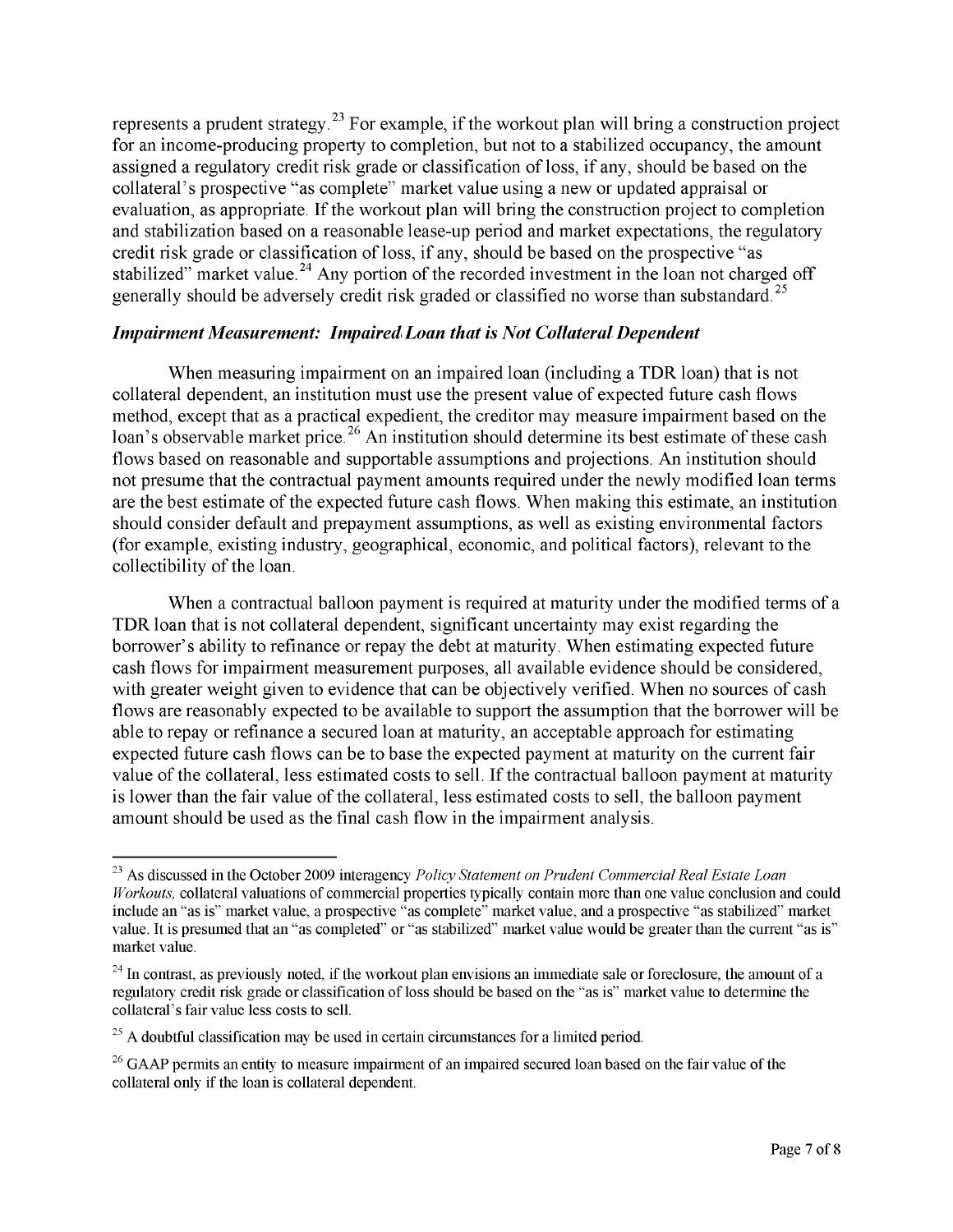represents a prudent strategy.[23] For example, if the workout plan will bring a construction project for an income-producing property to completion, but not to a stabilized occupancy, the amount assigned a regulatory credit risk grade or classification of loss, if any, should be based on the collateral's prospective "as complete" market value using a new or updated appraisal or evaluation, as appropriate. If the workout plan will bring the construction project to completion and stabilization based on a reasonable lease-up period and market expectations, the regulatory credit risk grade or classification of loss, if any, should be based on the prospective "as stabilized" market value.[24] Any portion of the recorded investment in the loan not charged off generally should be adversely credit risk graded or classified no worse than substandard.[25]

### *Impairment Measurement: Impaired Loan that is Not Collateral Dependent*

When measuring impairment on an impaired loan (including a TDR loan) that is not collateral dependent, an institution must use the present value of expected future cash flows method, except that as a practical expedient, the creditor may measure impairment based on the loan's observable market price.[26] An institution should determine its best estimate of these cash flows based on reasonable and supportable assumptions and projections. An institution should not presume that the contractual payment amounts required under the newly modified loan terms are the best estimate of the expected future cash flows. When making this estimate, an institution should consider default and prepayment assumptions, as well as existing environmental factors (for example, existing industry, geographical, economic, and political factors), relevant to the collectibility of the loan.

When a contractual balloon payment is required at maturity under the modified terms of a TDR loan that is not collateral dependent, significant uncertainty may exist regarding the borrower's ability to refinance or repay the debt at maturity. When estimating expected future cash flows for impairment measurement purposes, all available evidence should be considered, with greater weight given to evidence that can be objectively verified. When no sources of cash flows are reasonably expected to be available to support the assumption that the borrower will be able to repay or refinance a secured loan at maturity, an acceptable approach for estimating expected future cash flows can be to base the expected payment at maturity on the current fair value of the collateral, less estimated costs to sell. If the contractual balloon payment at maturity is lower than the fair value of the collateral, less estimated costs to sell, the balloon payment amount should be used as the final cash flow in the impairment analysis.

---

[23] As discussed in the October 2009 interagency *Policy Statement on Prudent Commercial Real Estate Loan Workouts,* collateral valuations of commercial properties typically contain more than one value conclusion and could include an "as is" market value, a prospective "as complete" market value, and a prospective "as stabilized" market value. It is presumed that an "as completed" or "as stabilized" market value would be greater than the current "as is" market value.

[24] In contrast, as previously noted, if the workout plan envisions an immediate sale or foreclosure, the amount of a regulatory credit risk grade or classification of loss should be based on the "as is" market value to determine the collateral's fair value less costs to sell.

[25] A doubtful classification may be used in certain circumstances for a limited period.

[26] GAAP permits an entity to measure impairment of an impaired secured loan based on the fair value of the collateral only if the loan is collateral dependent.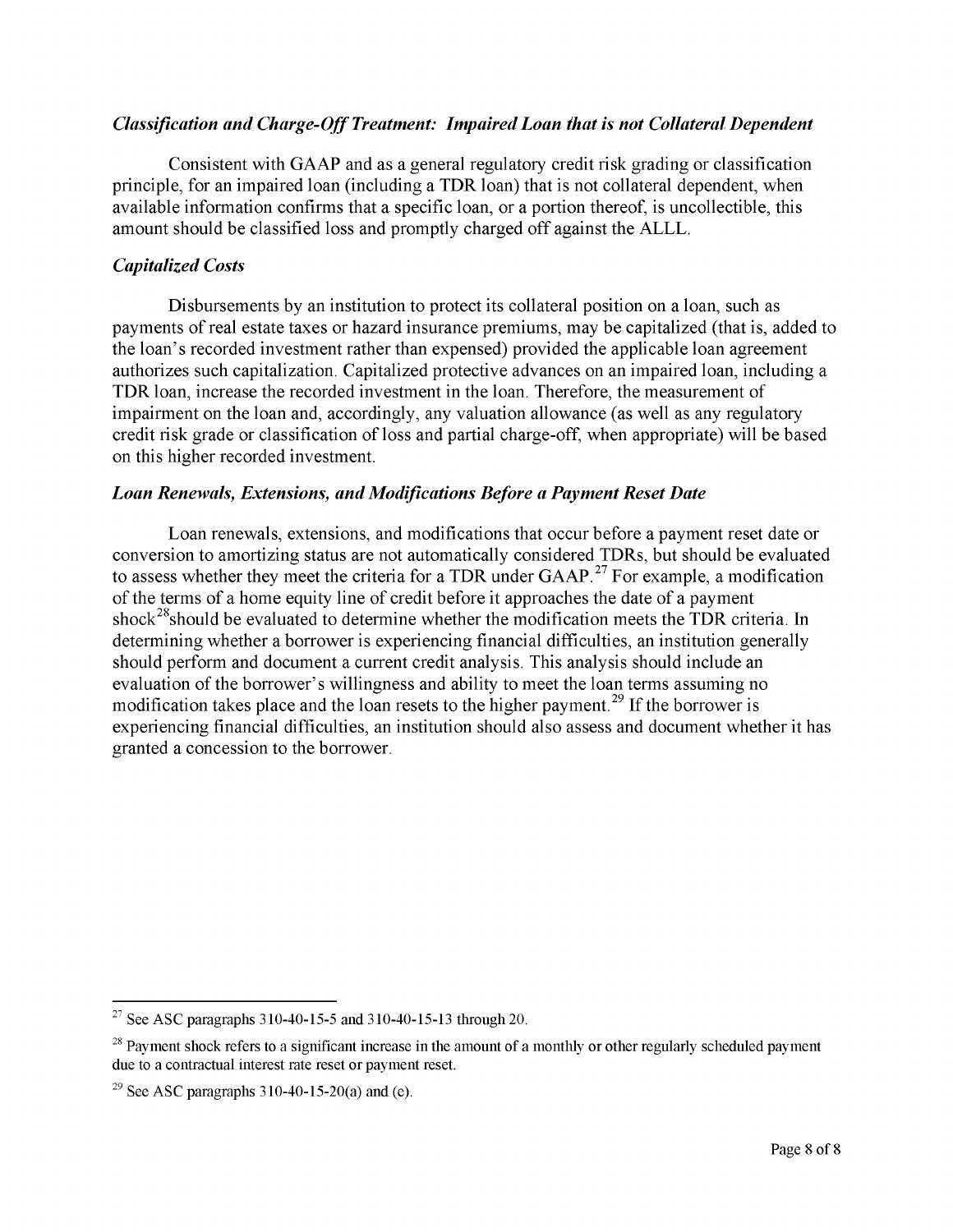### *Classification and Charge-Off Treatment: Impaired Loan that is not Collateral Dependent*

Consistent with GAAP and as a general regulatory credit risk grading or classification principle, for an impaired loan (including a TDR loan) that is not collateral dependent, when available information confirms that a specific loan, or a portion thereof, is uncollectible, this amount should be classified loss and promptly charged off against the ALLL.

### *Capitalized Costs*

Disbursements by an institution to protect its collateral position on a loan, such as payments of real estate taxes or hazard insurance premiums, may be capitalized (that is, added to the loan's recorded investment rather than expensed) provided the applicable loan agreement authorizes such capitalization. Capitalized protective advances on an impaired loan, including a TDR loan, increase the recorded investment in the loan. Therefore, the measurement of impairment on the loan and, accordingly, any valuation allowance (as well as any regulatory credit risk grade or classification of loss and partial charge-off, when appropriate) will be based on this higher recorded investment.

### *Loan Renewals, Extensions, and Modifications Before a Payment Reset Date*

Loan renewals, extensions, and modifications that occur before a payment reset date or conversion to amortizing status are not automatically considered TDRs, but should be evaluated to assess whether they meet the criteria for a TDR under GAAP.[27] For example, a modification of the terms of a home equity line of credit before it approaches the date of a payment shock[28] should be evaluated to determine whether the modification meets the TDR criteria. In determining whether a borrower is experiencing financial difficulties, an institution generally should perform and document a current credit analysis. This analysis should include an evaluation of the borrower's willingness and ability to meet the loan terms assuming no modification takes place and the loan resets to the higher payment.[29] If the borrower is experiencing financial difficulties, an institution should also assess and document whether it has granted a concession to the borrower.

---

[27] See ASC paragraphs 310-40-15-5 and 310-40-15-13 through 20.

[28] Payment shock refers to a significant increase in the amount of a monthly or other regularly scheduled payment due to a contractual interest rate reset or payment reset.

[29] See ASC paragraphs 310-40-15-20(a) and (e).